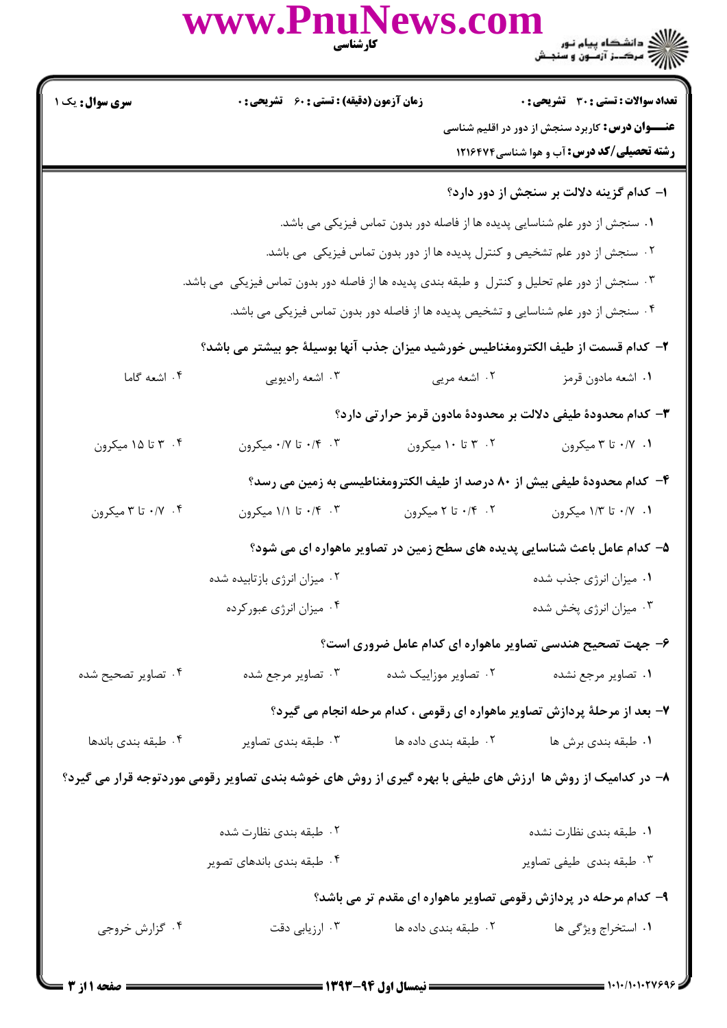**سری سوال:** یک ۱ | **زمان آزمون (دقیقه) : تستی : ۶۰ تشریحی : ۰** | **تعداد سوالات : تستی : ۳۰ تشریحی : ۰**

**عنـــوان درس:** کاربرد سنجش از دور در اقلیم شناسی

**رشته تحصیلی/کد درس:** آب و هوا شناسی۱۲۱۶۴۷۴

**۱- کدام گزینه دلالت بر سنجش از دور دارد؟**

۱. سنجش از دور علم شناسایی پدیده ها از فاصله دور بدون تماس فیزیکی می باشد.

۲. سنجش از دور علم تشخیص و کنترل پدیده ها از دور بدون تماس فیزیکی می باشد.

۳. سنجش از دور علم تحلیل و کنترل و طبقه بندی پدیده ها از فاصله دور بدون تماس فیزیکی می باشد.

۴. سنجش از دور علم شناسایی و تشخیص پدیده ها از فاصله دور بدون تماس فیزیکی می باشد.

**۲- کدام قسمت از طیف الکترومغناطیس خورشید میزان جذب آنها بوسیلهٔ جو بیشتر می باشد؟**

۱. اشعه مادون قرمز
۲. اشعه مریی
۳. اشعه رادیویی
۴. اشعه گاما

**۳- کدام محدودهٔ طیفی دلالت بر محدودهٔ مادون قرمز حرارتی دارد؟**

۱. ۰/۷ تا ۳ میکرون
۲. ۳ تا ۱۰ میکرون
۳. ۰/۴ تا ۰/۷ میکرون
۴. ۳ تا ۱۵ میکرون

**۴- کدام محدودهٔ طیفی بیش از ۸۰ درصد از طیف الکترومغناطیسی به زمین می رسد؟**

۱. ۰/۷ تا ۱/۳ میکرون
۲. ۰/۴ تا ۲ میکرون
۳. ۰/۴ تا ۱/۱ میکرون
۴. ۰/۷ تا ۳ میکرون

**۵- کدام عامل باعث شناسایی پدیده های سطح زمین در تصاویر ماهواره ای می شود؟**

۱. میزان انرژی جذب شده
۲. میزان انرژی بازتابیده شده
۳. میزان انرژی پخش شده
۴. میزان انرژی عبورکرده

**۶- جهت تصحیح هندسی تصاویر ماهواره ای کدام عامل ضروری است؟**

۱. تصاویر مرجع نشده
۲. تصاویر موزاییک شده
۳. تصاویر مرجع شده
۴. تصاویر تصحیح شده

**۷- بعد از مرحلهٔ پردازش تصاویر ماهواره ای رقومی ، کدام مرحله انجام می گیرد؟**

۱. طبقه بندی برش ها
۲. طبقه بندی داده ها
۳. طبقه بندی تصاویر
۴. طبقه بندی باندها

**۸- در کدامیک از روش ها ارزش های طیفی با بهره گیری از روش های خوشه بندی تصاویر رقومی موردتوجه قرار می گیرد؟**

۱. طبقه بندی نظارت نشده
۲. طبقه بندی نظارت شده
۳. طبقه بندی طیفی تصاویر
۴. طبقه بندی باندهای تصویر

**۹- کدام مرحله در پردازش رقومی تصاویر ماهواره ای مقدم تر می باشد؟**

۱. استخراج ویژگی ها
۲. طبقه بندی داده ها
۳. ارزیابی دقت
۴. گزارش خروجی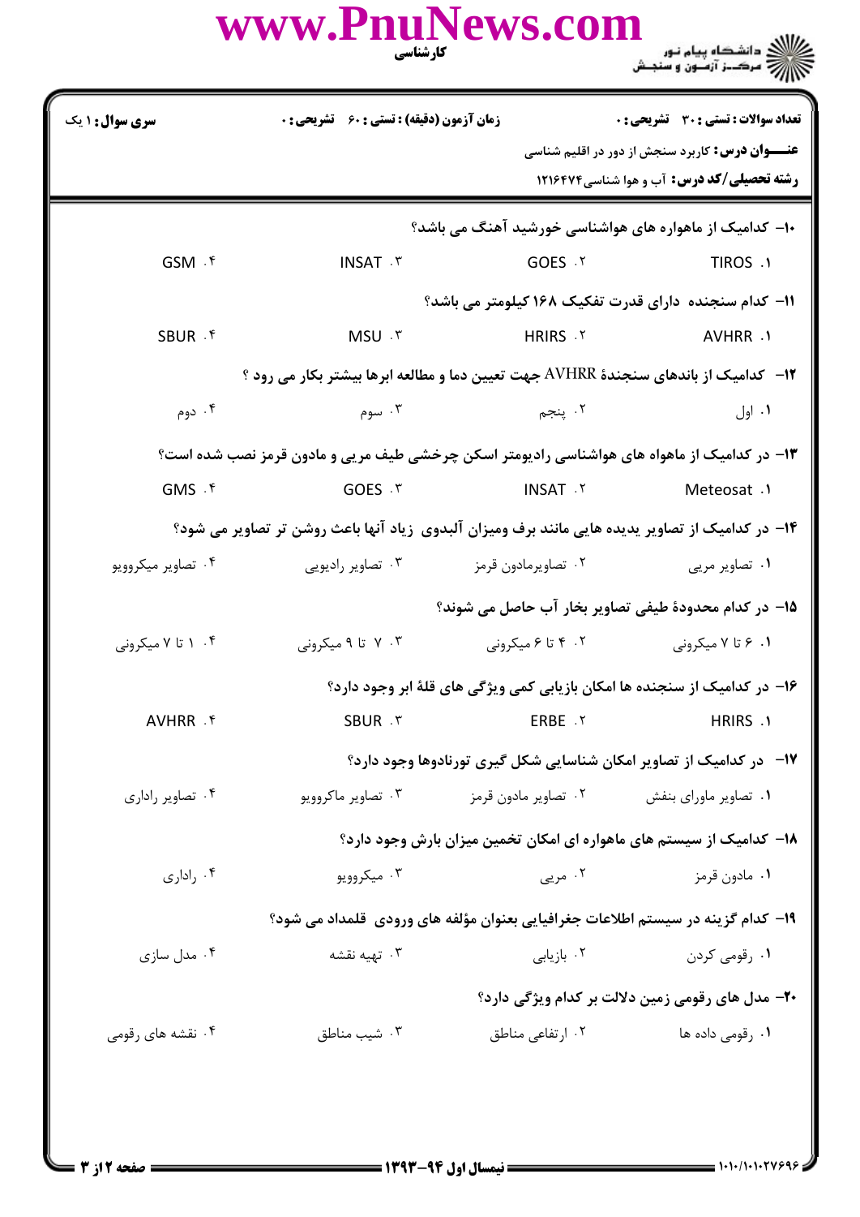**سری سوال:** ۱ یک | **زمان آزمون (دقیقه) : تستی :** ۶۰ **تشریحی :** ۰ | **تعداد سوالات : تستی :** ۳۰ **تشریحی :** ۰

**عنـــوان درس:** کاربرد سنجش از دور در اقلیم شناسی

**رشته تحصیلی/کد درس:** آب و هوا شناسی۱۲۱۶۴۷۴

---

۱۰- کدامیک از ماهواره های هواشناسی خورشید آهنگ می باشد؟

۱. TIROS ۲. GOES ۳. INSAT ۴. GSM

۱۱- کدام سنجنده دارای قدرت تفکیک ۱۶۸ کیلومتر می باشد؟

۱. AVHRR ۲. HRIRS ۳. MSU ۴. SBUR

۱۲- کدامیک از باندهای سنجندۀ AVHRR جهت تعیین دما و مطالعه ابرها بیشتر بکار می رود ؟

۱. اول ۲. پنجم ۳. سوم ۴. دوم

۱۳- در کدامیک از ماهواه های هواشناسی رادیومتر اسکن چرخشی طیف مریی و مادون قرمز نصب شده است؟

۱. Meteosat ۲. INSAT ۳. GOES ۴. GMS

۱۴- در کدامیک از تصاویر پدیده هایی مانند برف ومیزان آلبدوی زیاد آنها باعث روشن تر تصاویر می شود؟

۱. تصاویر مریی ۲. تصاویرمادون قرمز ۳. تصاویر رادیویی ۴. تصاویر میکروویو

۱۵- در کدام محدودۀ طیفی تصاویر بخار آب حاصل می شوند؟

۱. ۶ تا ۷ میکرونی ۲. ۴ تا ۶ میکرونی ۳. ۷ تا ۹ میکرونی ۴. ۱ تا ۷ میکرونی

۱۶- در کدامیک از سنجنده ها امکان بازیابی کمی ویژگی های قلۀ ابر وجود دارد؟

۱. HRIRS ۲. ERBE ۳. SBUR ۴. AVHRR

۱۷- در کدامیک از تصاویر امکان شناسایی شکل گیری تورنادوها وجود دارد؟

۱. تصاویر ماورای بنفش ۲. تصاویر مادون قرمز ۳. تصاویر ماکروویو ۴. تصاویر راداری

۱۸- کدامیک از سیستم های ماهواره ای امکان تخمین میزان بارش وجود دارد؟

۱. مادون قرمز ۲. مریی ۳. میکروویو ۴. راداری

۱۹- کدام گزینه در سیستم اطلاعات جغرافیایی بعنوان مؤلفه های ورودی قلمداد می شود؟

۱. رقومی کردن ۲. بازیابی ۳. تهیه نقشه ۴. مدل سازی

۲۰- مدل های رقومی زمین دلالت بر کدام ویژگی دارد؟

۱. رقومی داده ها ۲. ارتفاعی مناطق ۳. شیب مناطق ۴. نقشه های رقومی

**نیمسال اول ۹۴-۱۳۹۳**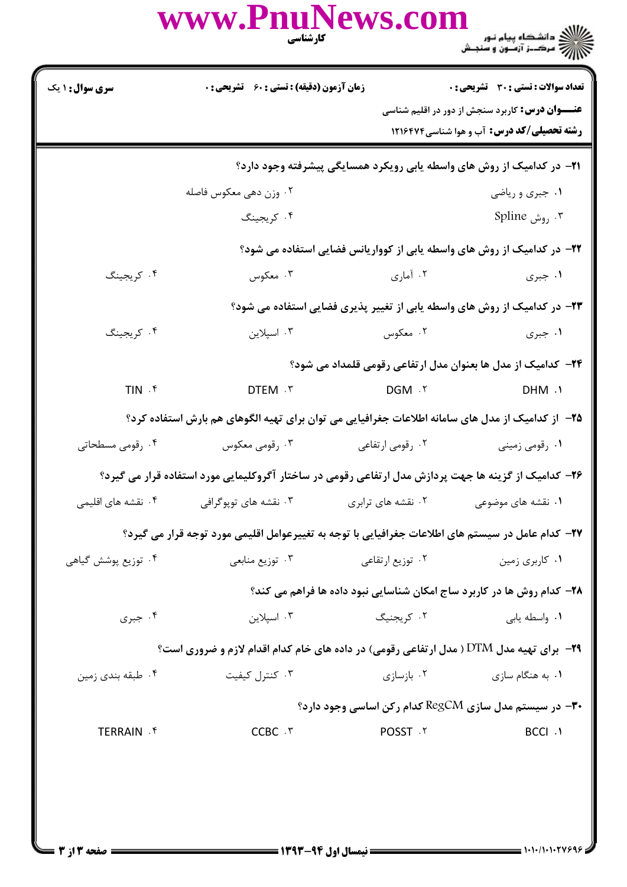**سری سوال:** ۱ یک | **زمان آزمون (دقیقه):** تستی : ۶۰ تشریحی : ۰ | **تعداد سوالات:** تستی : ۳۰ تشریحی : ۰

**عنـــوان درس:** کاربرد سنجش از دور در اقلیم شناسی

**رشته تحصیلی/کد درس:** آب و هوا شناسی ۱۲۱۶۴۷۴

۲۱- در کدامیک از روش های واسطه یابی رویکرد همسایگی پیشرفته وجود دارد؟

۱. جبری و ریاضی
۲. وزن دهی معکوس فاصله
۳. روش Spline
۴. کریجینگ

۲۲- در کدامیک از روش های واسطه یابی از کوواریانس فضایی استفاده می شود؟

۱. جبری
۲. آماری
۳. معکوس
۴. کریجینگ

۲۳- در کدامیک از روش های واسطه یابی از تغییر پذیری فضایی استفاده می شود؟

۱. جبری
۲. معکوس
۳. اسپلاین
۴. کریجینگ

۲۴- کدامیک از مدل ها بعنوان مدل ارتفاعی رقومی قلمداد می شود؟

۱. DHM
۲. DGM
۳. DTEM
۴. TIN

۲۵- از کدامیک از مدل های سامانه اطلاعات جغرافیایی می توان برای تهیه الگوهای هم بارش استفاده کرد؟

۱. رقومی زمینی
۲. رقومی ارتفاعی
۳. رقومی معکوس
۴. رقومی مسطحاتی

۲۶- کدامیک از گزینه ها جهت پردازش مدل ارتفاعی رقومی در ساختار آگروکلیمایی مورد استفاده قرار می گیرد؟

۱. نقشه های موضوعی
۲. نقشه های ترابری
۳. نقشه های توپوگرافی
۴. نقشه های اقلیمی

۲۷- کدام عامل در سیستم های اطلاعات جغرافیایی با توجه به تغییرعوامل اقلیمی مورد توجه قرار می گیرد؟

۱. کاربری زمین
۲. توزیع ارتقاعی
۳. توزیع منابعی
۴. توزیع پوشش گیاهی

۲۸- کدام روش ها در کاربرد ساج امکان شناسایی نبود داده ها فراهم می کند؟

۱. واسطه یابی
۲. کریجنیگ
۳. اسپلاین
۴. جبری

۲۹- برای تهیه مدل DTM ( مدل ارتفاعی رقومی) در داده های خام کدام اقدام لازم و ضروری است؟

۱. به هنگام سازی
۲. بازسازی
۳. کنترل کیفیت
۴. طبقه بندی زمین

۳۰- در سیستم مدل سازی RegCM کدام رکن اساسی وجود دارد؟

۱. BCCI
۲. POSST
۳. CCBC
۴. TERRAIN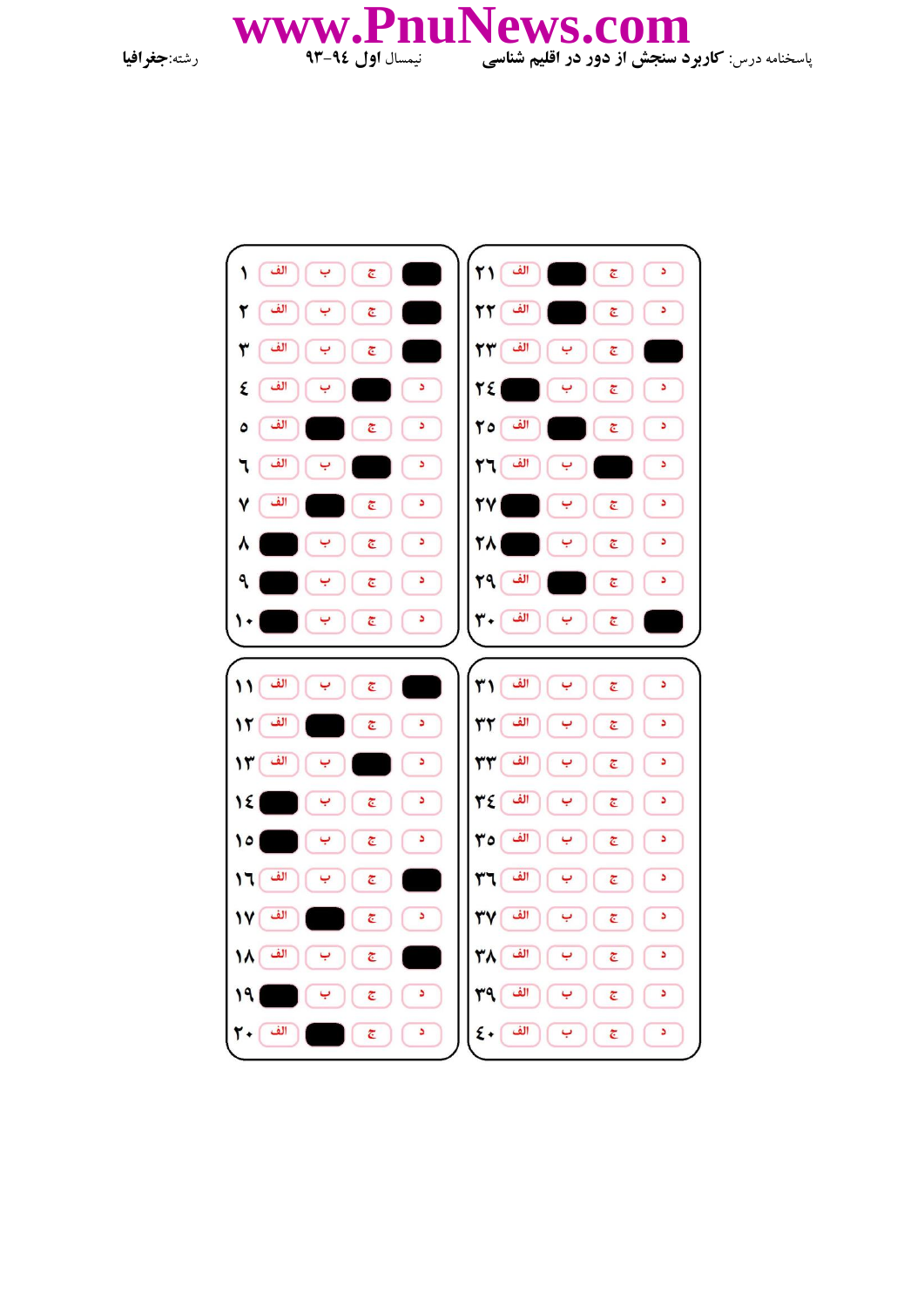www.PnuNews.com

پاسخنامه درس: **کاربرد سنجش از دور در اقلیم شناسی** نیمسال **اول ۹۴-۹۳** رشته:**جغرافیا**

| سوال | پاسخ |
|---|---|
| ۱ | د |
| ۲ | د |
| ۳ | د |
| ۴ | ج |
| ۵ | ب |
| ۶ | ج |
| ۷ | ب |
| ۸ | الف |
| ۹ | الف |
| ۱۰ | الف |
| ۱۱ | د |
| ۱۲ | ب |
| ۱۳ | ج |
| ۱۴ | الف |
| ۱۵ | الف |
| ۱۶ | د |
| ۱۷ | ب |
| ۱۸ | د |
| ۱۹ | الف |
| ۲۰ | ب |
| ۲۱ | ب |
| ۲۲ | ب |
| ۲۳ | د |
| ۲۴ | الف |
| ۲۵ | ب |
| ۲۶ | ج |
| ۲۷ | الف |
| ۲۸ | الف |
| ۲۹ | ب |
| ۳۰ | د |
| ۳۱ | |
| ۳۲ | |
| ۳۳ | |
| ۳۴ | |
| ۳۵ | |
| ۳۶ | |
| ۳۷ | |
| ۳۸ | |
| ۳۹ | |
| ۴۰ | |